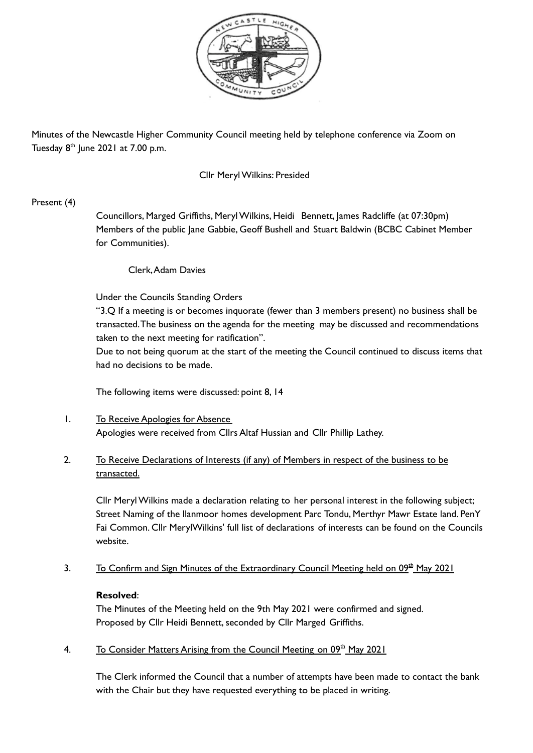Minutes of the Newcastle Higher Community Council meeting held by telephone conference via Zoom on Tuesday 8th June 2021 at 7.00 p.m.

Cllr Meryl Wilkins: Presided

Present (4)

Councillors, Marged Griffiths, Meryl Wilkins, Heidi Bennett, James Radcliffe (at 07:30pm) Members of the public Jane Gabbie, Geoff Bushell and Stuart Baldwin (BCBC Cabinet Member for Communities).

Clerk, Adam Davies

Under the Councils Standing Orders

"3.Q If a meeting is or becomes inquorate (fewer than 3 members present) no business shall be transacted. The business on the agenda for the meeting may be discussed and recommendations taken to the next meeting for ratification".

Due to not being quorum at the start of the meeting the Council continued to discuss items that had no decisions to be made.

The following items were discussed: point 8, 14

1. To Receive Apologies for Absence

   Apologies were received from Cllrs Altaf Hussian and Cllr Phillip Lathey.

2. To Receive Declarations of Interests (if any) of Members in respect of the business to be transacted.

   Cllr Meryl Wilkins made a declaration relating to her personal interest in the following subject; Street Naming of the llanmoor homes development Parc Tondu, Merthyr Mawr Estate land. PenY Fai Common. Cllr MerylWilkins' full list of declarations of interests can be found on the Councils website.

3. To Confirm and Sign Minutes of the Extraordinary Council Meeting held on 09th May 2021

   **Resolved**:

   The Minutes of the Meeting held on the 9th May 2021 were confirmed and signed.
   Proposed by Cllr Heidi Bennett, seconded by Cllr Marged Griffiths.

4. To Consider Matters Arising from the Council Meeting on 09th May 2021

   The Clerk informed the Council that a number of attempts have been made to contact the bank with the Chair but they have requested everything to be placed in writing.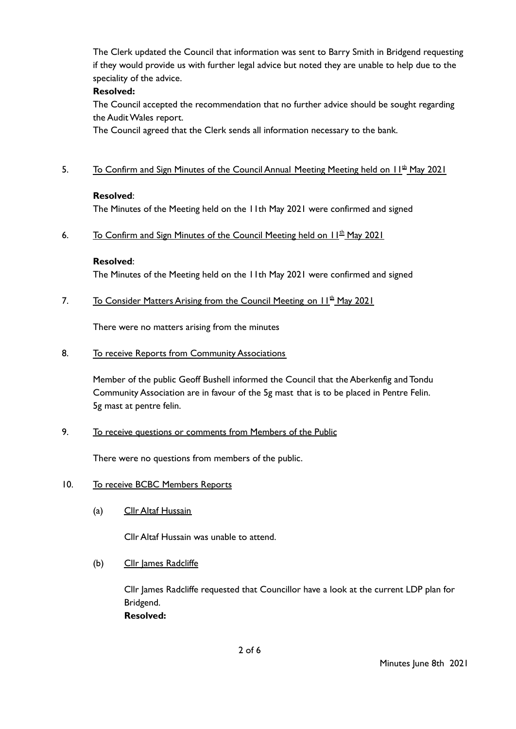The Clerk updated the Council that information was sent to Barry Smith in Bridgend requesting if they would provide us with further legal advice but noted they are unable to help due to the speciality of the advice.

**Resolved:**

The Council accepted the recommendation that no further advice should be sought regarding the Audit Wales report.

The Council agreed that the Clerk sends all information necessary to the bank.

5. To Confirm and Sign Minutes of the Council Annual Meeting Meeting held on 11th May 2021

   **Resolved**:

   The Minutes of the Meeting held on the 11th May 2021 were confirmed and signed

6. To Confirm and Sign Minutes of the Council Meeting held on 11th May 2021

   **Resolved**:

   The Minutes of the Meeting held on the 11th May 2021 were confirmed and signed

7. To Consider Matters Arising from the Council Meeting on 11th May 2021

   There were no matters arising from the minutes

8. To receive Reports from Community Associations

   Member of the public Geoff Bushell informed the Council that the Aberkenfig and Tondu Community Association are in favour of the 5g mast that is to be placed in Pentre Felin. 5g mast at pentre felin.

9. To receive questions or comments from Members of the Public

   There were no questions from members of the public.

10. To receive BCBC Members Reports

    (a) Cllr Altaf Hussain

    Cllr Altaf Hussain was unable to attend.

    (b) Cllr James Radcliffe

    Cllr James Radcliffe requested that Councillor have a look at the current LDP plan for Bridgend.

    **Resolved:**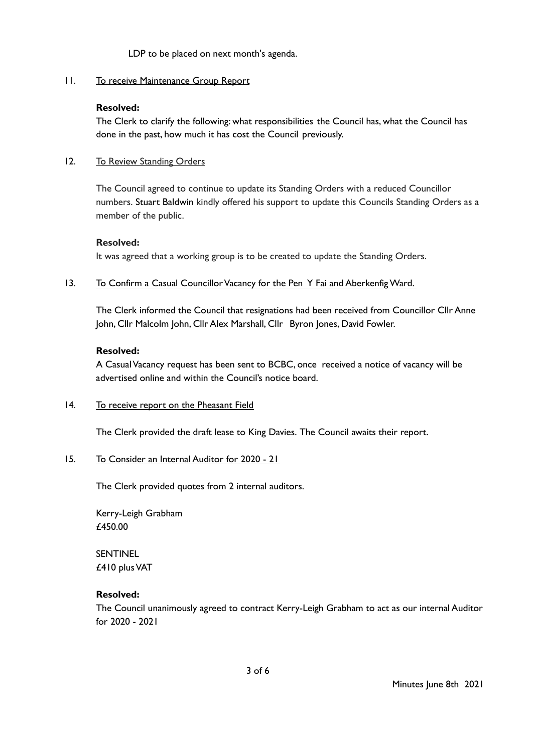LDP to be placed on next month's agenda.

11. To receive Maintenance Group Report

**Resolved:**
The Clerk to clarify the following: what responsibilities the Council has, what the Council has done in the past, how much it has cost the Council previously.

12. To Review Standing Orders

The Council agreed to continue to update its Standing Orders with a reduced Councillor numbers. Stuart Baldwin kindly offered his support to update this Councils Standing Orders as a member of the public.

**Resolved:**
It was agreed that a working group is to be created to update the Standing Orders.

13. To Confirm a Casual Councillor Vacancy for the Pen Y Fai and Aberkenfig Ward.

The Clerk informed the Council that resignations had been received from Councillor Cllr Anne John, Cllr Malcolm John, Cllr Alex Marshall, Cllr Byron Jones, David Fowler.

**Resolved:**
A Casual Vacancy request has been sent to BCBC, once received a notice of vacancy will be advertised online and within the Council's notice board.

14. To receive report on the Pheasant Field

The Clerk provided the draft lease to King Davies. The Council awaits their report.

15. To Consider an Internal Auditor for 2020 - 21

The Clerk provided quotes from 2 internal auditors.

Kerry-Leigh Grabham
£450.00

SENTINEL
£410 plus VAT

**Resolved:**
The Council unanimously agreed to contract Kerry-Leigh Grabham to act as our internal Auditor for 2020 - 2021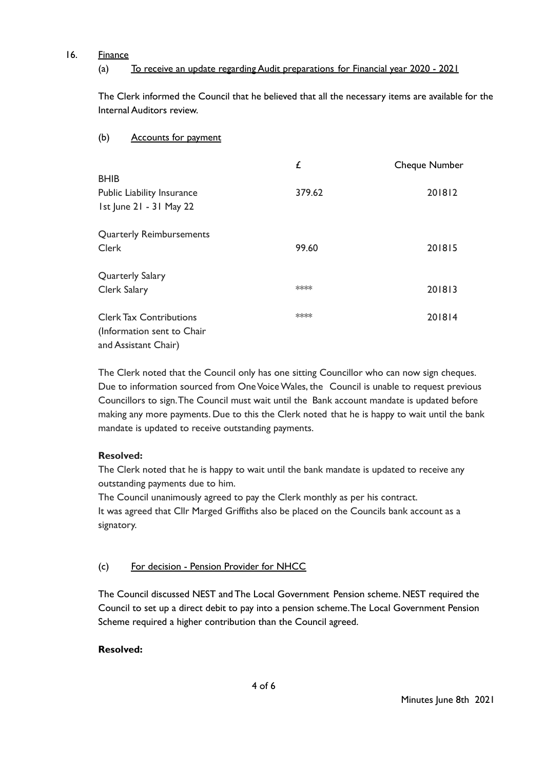16. <u>Finance</u>

(a) <u>To receive an update regarding Audit preparations for Financial year 2020 - 2021</u>

The Clerk informed the Council that he believed that all the necessary items are available for the Internal Auditors review.

(b) <u>Accounts for payment</u>

| | £ | Cheque Number |
|---|---|---|
| BHIB<br>Public Liability Insurance<br>1st June 21 - 31 May 22 | 379.62 | 201812 |
| Quarterly Reimbursements<br>Clerk | 99.60 | 201815 |
| Quarterly Salary<br>Clerk Salary | **** | 201813 |
| Clerk Tax Contributions<br>(Information sent to Chair and Assistant Chair) | **** | 201814 |

The Clerk noted that the Council only has one sitting Councillor who can now sign cheques. Due to information sourced from One Voice Wales, the Council is unable to request previous Councillors to sign. The Council must wait until the Bank account mandate is updated before making any more payments. Due to this the Clerk noted that he is happy to wait until the bank mandate is updated to receive outstanding payments.

**Resolved:**

The Clerk noted that he is happy to wait until the bank mandate is updated to receive any outstanding payments due to him.

The Council unanimously agreed to pay the Clerk monthly as per his contract.

It was agreed that Cllr Marged Griffiths also be placed on the Councils bank account as a signatory.

(c) <u>For decision - Pension Provider for NHCC</u>

The Council discussed NEST and The Local Government Pension scheme. NEST required the Council to set up a direct debit to pay into a pension scheme. The Local Government Pension Scheme required a higher contribution than the Council agreed.

**Resolved:**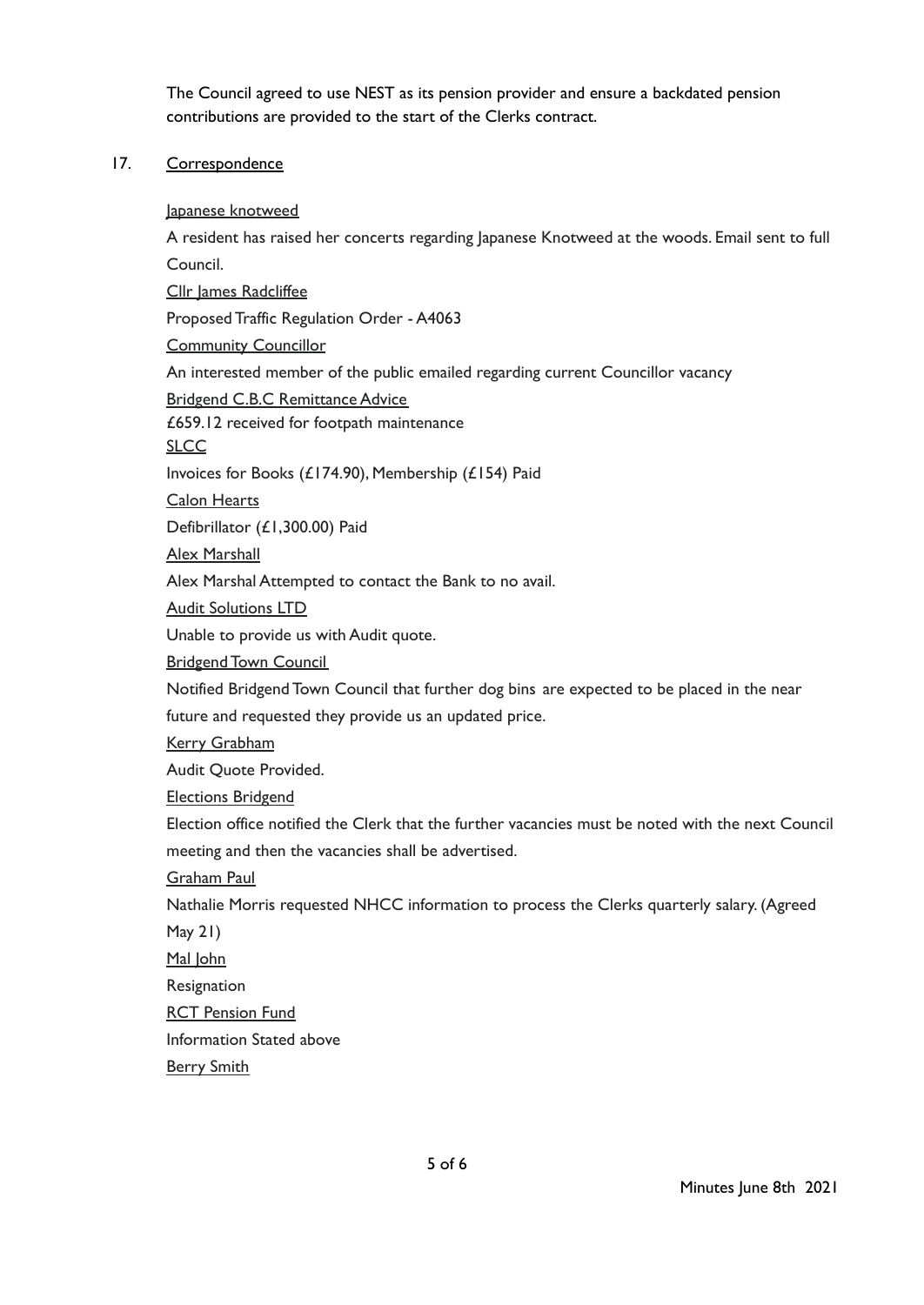The Council agreed to use NEST as its pension provider and ensure a backdated pension contributions are provided to the start of the Clerks contract.

17. Correspondence

Japanese knotweed

A resident has raised her concerts regarding Japanese Knotweed at the woods. Email sent to full Council.

Cllr James Radcliffee

Proposed Traffic Regulation Order - A4063

Community Councillor

An interested member of the public emailed regarding current Councillor vacancy

Bridgend C.B.C Remittance Advice

£659.12 received for footpath maintenance

SLCC

Invoices for Books (£174.90), Membership (£154) Paid

Calon Hearts

Defibrillator (£1,300.00) Paid

Alex Marshall

Alex Marshal Attempted to contact the Bank to no avail.

Audit Solutions LTD

Unable to provide us with Audit quote.

Bridgend Town Council

Notified Bridgend Town Council that further dog bins are expected to be placed in the near future and requested they provide us an updated price.

Kerry Grabham

Audit Quote Provided.

Elections Bridgend

Election office notified the Clerk that the further vacancies must be noted with the next Council meeting and then the vacancies shall be advertised.

Graham Paul

Nathalie Morris requested NHCC information to process the Clerks quarterly salary. (Agreed May 21)

Mal John

Resignation

RCT Pension Fund

Information Stated above

Berry Smith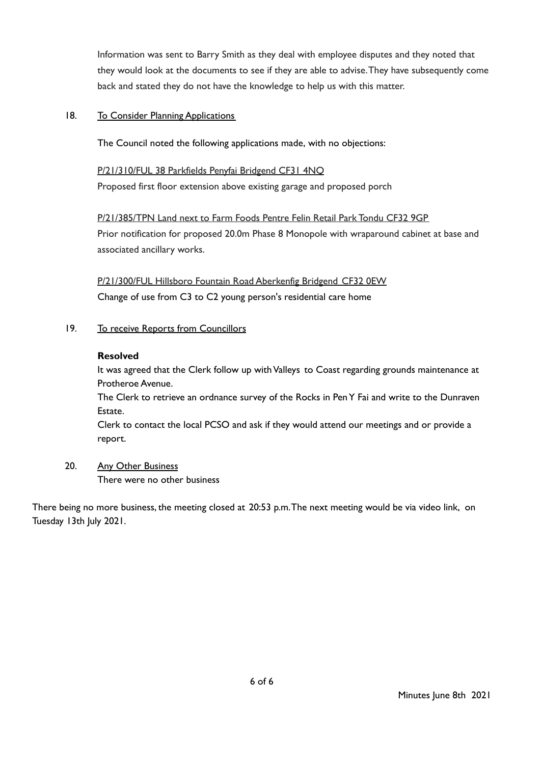Information was sent to Barry Smith as they deal with employee disputes and they noted that they would look at the documents to see if they are able to advise. They have subsequently come back and stated they do not have the knowledge to help us with this matter.

18. To Consider Planning Applications

The Council noted the following applications made, with no objections:

P/21/310/FUL 38 Parkfields Penyfai Bridgend CF31 4NQ
Proposed first floor extension above existing garage and proposed porch

P/21/385/TPN Land next to Farm Foods Pentre Felin Retail Park Tondu CF32 9GP
Prior notification for proposed 20.0m Phase 8 Monopole with wraparound cabinet at base and associated ancillary works.

P/21/300/FUL Hillsboro Fountain Road Aberkenfig Bridgend CF32 0EW
Change of use from C3 to C2 young person's residential care home

19. To receive Reports from Councillors

**Resolved**
It was agreed that the Clerk follow up with Valleys to Coast regarding grounds maintenance at Protheroe Avenue.
The Clerk to retrieve an ordnance survey of the Rocks in Pen Y Fai and write to the Dunraven Estate.
Clerk to contact the local PCSO and ask if they would attend our meetings and or provide a report.

20. Any Other Business
There were no other business

There being no more business, the meeting closed at 20:53 p.m. The next meeting would be via video link, on Tuesday 13th July 2021.